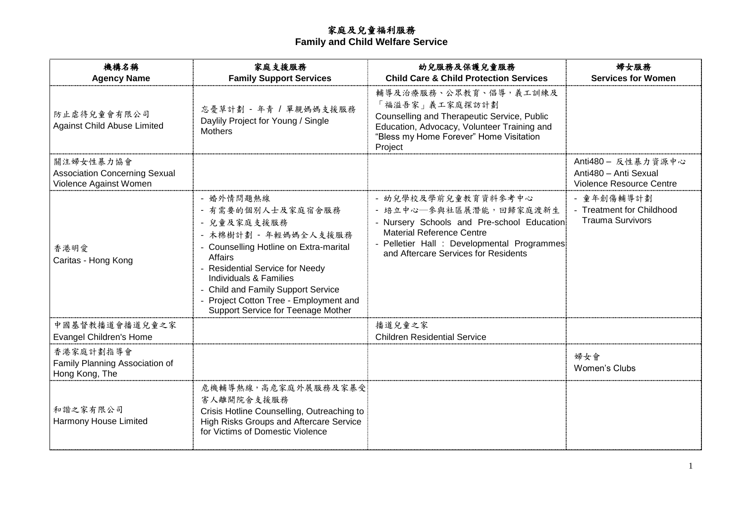# 家庭及兒童福利服務
# Family and Child Welfare Service

| 機構名稱<br>Agency Name | 家庭支援服務<br>Family Support Services | 幼兒服務及保護兒童服務<br>Child Care & Child Protection Services | 婦女服務<br>Services for Women |
|---|---|---|---|
| 防止虐待兒童會有限公司<br>Against Child Abuse Limited | 忘憂草計劃 - 年青 / 單親媽媽支援服務<br>Daylily Project for Young / Single Mothers | 輔導及治療服務、公眾教育、倡導，義工訓練及「福溢吾家」義工家庭探訪計劃<br>Counselling and Therapeutic Service, Public Education, Advocacy, Volunteer Training and "Bless my Home Forever" Home Visitation Project | |
| 關注婦女性暴力協會<br>Association Concerning Sexual Violence Against Women | | | Anti480 – 反性暴力資源中心<br>Anti480 – Anti Sexual Violence Resource Centre |
| 香港明愛<br>Caritas - Hong Kong | - 婚外情問題熱線<br>- 有需要的個別人士及家庭宿舍服務<br>- 兒童及家庭支援服務<br>- 木棉樹計劃 - 年輕媽媽全人支援服務<br>- Counselling Hotline on Extra-marital Affairs<br>- Residential Service for Needy Individuals & Families<br>- Child and Family Support Service<br>- Project Cotton Tree - Employment and Support Service for Teenage Mother | - 幼兒學校及學前兒童教育資料參考中心<br>- 培立中心—參與社區展潛能，回歸家庭渡新生<br>- Nursery Schools and Pre-school Education Material Reference Centre<br>- Pelletier Hall : Developmental Programmes and Aftercare Services for Residents | - 童年創傷輔導計劃<br>- Treatment for Childhood Trauma Survivors |
| 中國基督教播道會播道兒童之家<br>Evangel Children's Home | | 播道兒童之家<br>Children Residential Service | |
| 香港家庭計劃指導會<br>Family Planning Association of Hong Kong, The | | | 婦女會<br>Women's Clubs |
| 和諧之家有限公司<br>Harmony House Limited | 危機輔導熱線，高危家庭外展服務及家暴受害人離開院舍支援服務<br>Crisis Hotline Counselling, Outreaching to High Risks Groups and Aftercare Service for Victims of Domestic Violence | | |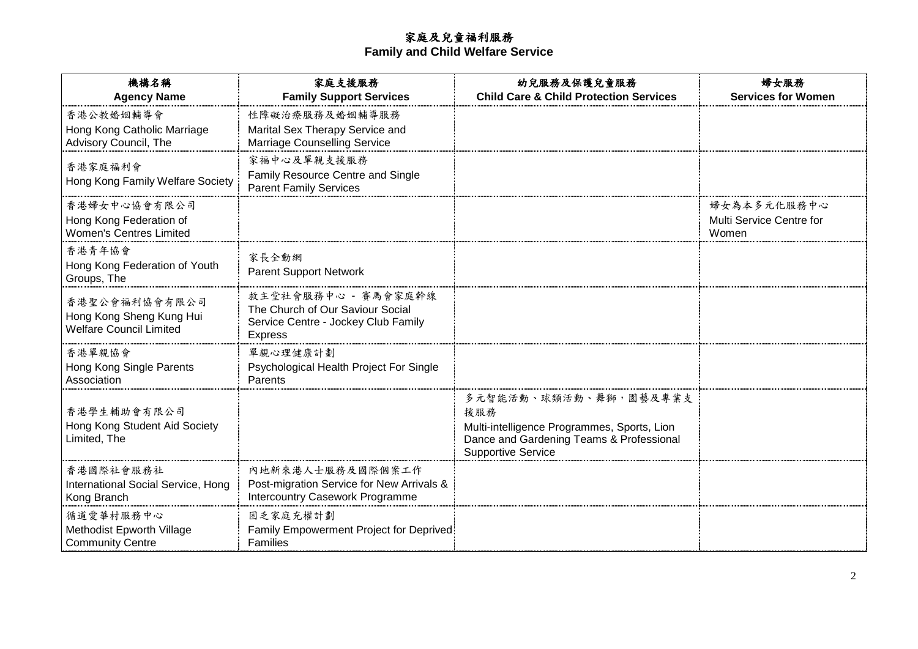# 家庭及兒童福利服務
# Family and Child Welfare Service

| 機構名稱<br>Agency Name | 家庭支援服務<br>Family Support Services | 幼兒服務及保護兒童服務<br>Child Care & Child Protection Services | 婦女服務<br>Services for Women |
|---|---|---|---|
| 香港公教婚姻輔導會<br>Hong Kong Catholic Marriage Advisory Council, The | 性障礙治療服務及婚姻輔導服務<br>Marital Sex Therapy Service and Marriage Counselling Service | | |
| 香港家庭福利會<br>Hong Kong Family Welfare Society | 家福中心及單親支援服務<br>Family Resource Centre and Single Parent Family Services | | |
| 香港婦女中心協會有限公司<br>Hong Kong Federation of Women's Centres Limited | | | 婦女為本多元化服務中心<br>Multi Service Centre for Women |
| 香港青年協會<br>Hong Kong Federation of Youth Groups, The | 家長全動網<br>Parent Support Network | | |
| 香港聖公會福利協會有限公司<br>Hong Kong Sheng Kung Hui Welfare Council Limited | 救主堂社會服務中心 - 賽馬會家庭幹線<br>The Church of Our Saviour Social Service Centre - Jockey Club Family Express | | |
| 香港單親協會<br>Hong Kong Single Parents Association | 單親心理健康計劃<br>Psychological Health Project For Single Parents | | |
| 香港學生輔助會有限公司<br>Hong Kong Student Aid Society Limited, The | | 多元智能活動、球類活動、舞獅，園藝及專業支援服務<br>Multi-intelligence Programmes, Sports, Lion Dance and Gardening Teams & Professional Supportive Service | |
| 香港國際社會服務社<br>International Social Service, Hong Kong Branch | 內地新來港人士服務及國際個案工作<br>Post-migration Service for New Arrivals & Intercountry Casework Programme | | |
| 循道愛華村服務中心<br>Methodist Epworth Village Community Centre | 困乏家庭充權計劃<br>Family Empowerment Project for Deprived Families | | |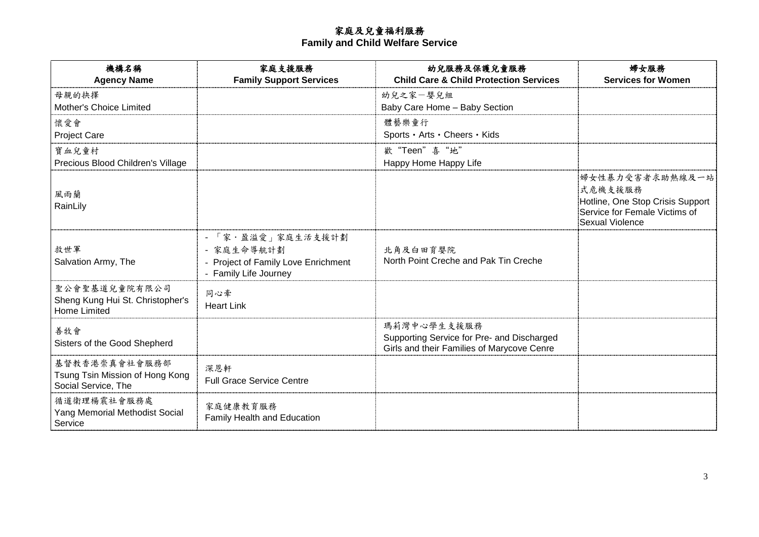# 家庭及兒童福利服務
# Family and Child Welfare Service

| 機構名稱<br>Agency Name | 家庭支援服務<br>Family Support Services | 幼兒服務及保護兒童服務<br>Child Care & Child Protection Services | 婦女服務<br>Services for Women |
|---|---|---|---|
| 母親的抉擇<br>Mother's Choice Limited | | 幼兒之家－嬰兒組<br>Baby Care Home – Baby Section | |
| 懷愛會<br>Project Care | | 體藝樂童行<br>Sports • Arts • Cheers • Kids | |
| 寶血兒童村<br>Precious Blood Children's Village | | 歡"Teen"喜"地"<br>Happy Home Happy Life | |
| 風雨蘭<br>RainLily | | | 婦女性暴力受害者求助熱線及一站式危機支援服務<br>Hotline, One Stop Crisis Support Service for Female Victims of Sexual Violence |
| 救世軍<br>Salvation Army, The | - 「家．盈溢愛」家庭生活支援計劃<br>- 家庭生命導航計劃<br>- Project of Family Love Enrichment<br>- Family Life Journey | 北角及白田育嬰院<br>North Point Creche and Pak Tin Creche | |
| 聖公會聖基道兒童院有限公司<br>Sheng Kung Hui St. Christopher's Home Limited | 同心牽<br>Heart Link | | |
| 善牧會<br>Sisters of the Good Shepherd | | 瑪莉灣中心學生支援服務<br>Supporting Service for Pre- and Discharged Girls and their Families of Marycove Cenre | |
| 基督教香港崇真會社會服務部<br>Tsung Tsin Mission of Hong Kong Social Service, The | 深恩軒<br>Full Grace Service Centre | | |
| 循道衛理楊震社會服務處<br>Yang Memorial Methodist Social Service | 家庭健康教育服務<br>Family Health and Education | | |